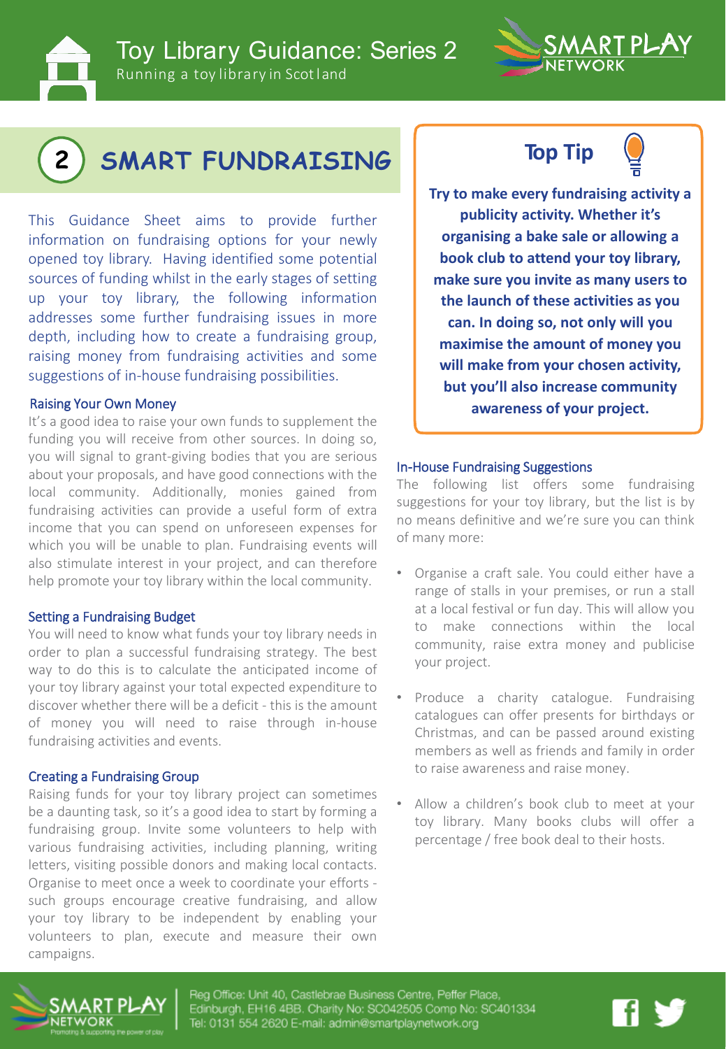# Toy Library Guidance: Series 2

Running a toy library in Scotland

## 2 SMART FUNDRAISING

This Guidance Sheet aims to provide further information on fundraising options for your newly opened toy library. Having identified some potential sources of funding whilst in the early stages of setting up your toy library, the following information addresses some further fundraising issues in more depth, including how to create a fundraising group, raising money from fundraising activities and some suggestions of in-house fundraising possibilities.

### Raising Your Own Money

It's a good idea to raise your own funds to supplement the funding you will receive from other sources. In doing so, you will signal to grant-giving bodies that you are serious about your proposals, and have good connections with the local community. Additionally, monies gained from fundraising activities can provide a useful form of extra income that you can spend on unforeseen expenses for which you will be unable to plan. Fundraising events will also stimulate interest in your project, and can therefore help promote your toy library within the local community.

### Setting a Fundraising Budget

You will need to know what funds your toy library needs in order to plan a successful fundraising strategy. The best way to do this is to calculate the anticipated income of your toy library against your total expected expenditure to discover whether there will be a deficit - this is the amount of money you will need to raise through in-house fundraising activities and events.

### Creating a Fundraising Group

Raising funds for your toy library project can sometimes be a daunting task, so it's a good idea to start by forming a fundraising group. Invite some volunteers to help with various fundraising activities, including planning, writing letters, visiting possible donors and making local contacts. Organise to meet once a week to coordinate your efforts - such groups encourage creative fundraising, and allow your toy library to be independent by enabling your volunteers to plan, execute and measure their own campaigns.

### Top Tip

**Try to make every fundraising activity a publicity activity. Whether it's organising a bake sale or allowing a book club to attend your toy library, make sure you invite as many users to the launch of these activities as you can. In doing so, not only will you maximise the amount of money you will make from your chosen activity, but you'll also increase community awareness of your project.**

### In-House Fundraising Suggestions

The following list offers some fundraising suggestions for your toy library, but the list is by no means definitive and we're sure you can think of many more:

- Organise a craft sale. You could either have a range of stalls in your premises, or run a stall at a local festival or fun day. This will allow you to make connections within the local community, raise extra money and publicise your project.
- Produce a charity catalogue. Fundraising catalogues can offer presents for birthdays or Christmas, and can be passed around existing members as well as friends and family in order to raise awareness and raise money.
- Allow a children's book club to meet at your toy library. Many books clubs will offer a percentage / free book deal to their hosts.

Reg Office: Unit 40, Castlebrae Business Centre, Peffer Place, Edinburgh, EH16 4BB. Charity No: SC042505 Comp No: SC401334
Tel: 0131 554 2620 E-mail: admin@smartplaynetwork.org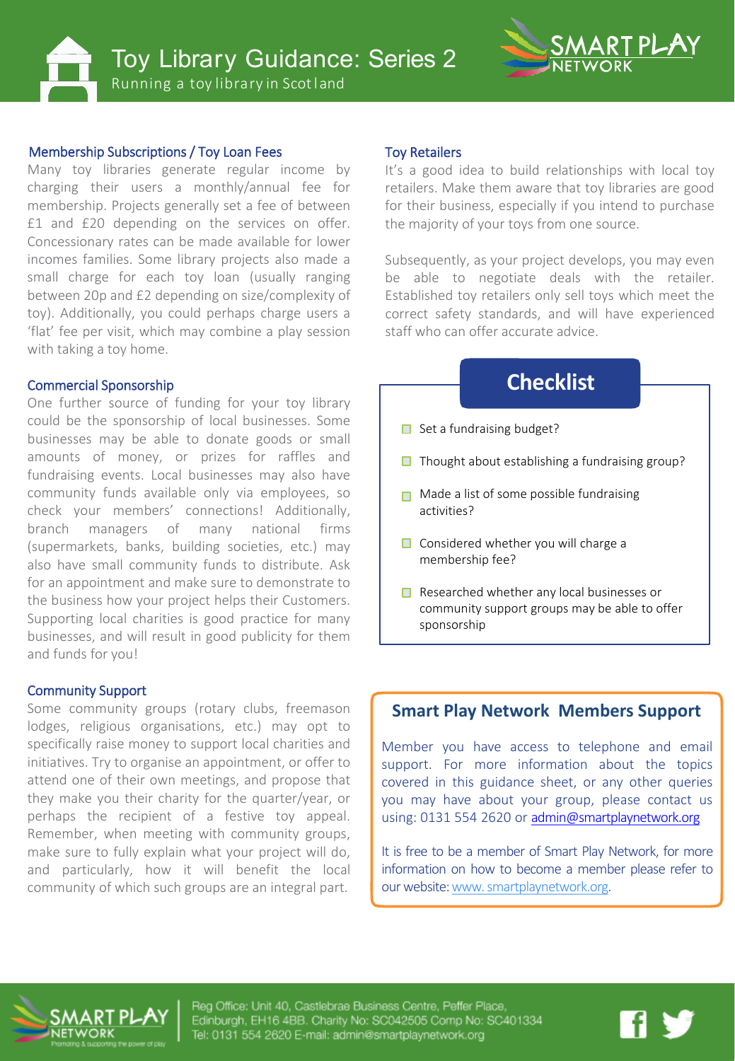### Membership Subscriptions / Toy Loan Fees

Many toy libraries generate regular income by charging their users a monthly/annual fee for membership. Projects generally set a fee of between £1 and £20 depending on the services on offer. Concessionary rates can be made available for lower incomes families. Some library projects also made a small charge for each toy loan (usually ranging between 20p and £2 depending on size/complexity of toy). Additionally, you could perhaps charge users a 'flat' fee per visit, which may combine a play session with taking a toy home.

### Commercial Sponsorship

One further source of funding for your toy library could be the sponsorship of local businesses. Some businesses may be able to donate goods or small amounts of money, or prizes for raffles and fundraising events. Local businesses may also have community funds available only via employees, so check your members' connections! Additionally, branch managers of many national firms (supermarkets, banks, building societies, etc.) may also have small community funds to distribute. Ask for an appointment and make sure to demonstrate to the business how your project helps their Customers. Supporting local charities is good practice for many businesses, and will result in good publicity for them and funds for you!

### Community Support

Some community groups (rotary clubs, freemason lodges, religious organisations, etc.) may opt to specifically raise money to support local charities and initiatives. Try to organise an appointment, or offer to attend one of their own meetings, and propose that they make you their charity for the quarter/year, or perhaps the recipient of a festive toy appeal. Remember, when meeting with community groups, make sure to fully explain what your project will do, and particularly, how it will benefit the local community of which such groups are an integral part.

### Toy Retailers

It's a good idea to build relationships with local toy retailers. Make them aware that toy libraries are good for their business, especially if you intend to purchase the majority of your toys from one source.

Subsequently, as your project develops, you may even be able to negotiate deals with the retailer. Established toy retailers only sell toys which meet the correct safety standards, and will have experienced staff who can offer accurate advice.

## Checklist

- ☐ Set a fundraising budget?
- ☐ Thought about establishing a fundraising group?
- ☐ Made a list of some possible fundraising activities?
- ☐ Considered whether you will charge a membership fee?
- ☐ Researched whether any local businesses or community support groups may be able to offer sponsorship

## Smart Play Network Members Support

Member you have access to telephone and email support. For more information about the topics covered in this guidance sheet, or any other queries you may have about your group, please contact us using: 0131 554 2620 or admin@smartplaynetwork.org

It is free to be a member of Smart Play Network, for more information on how to become a member please refer to our website: www. smartplaynetwork.org.